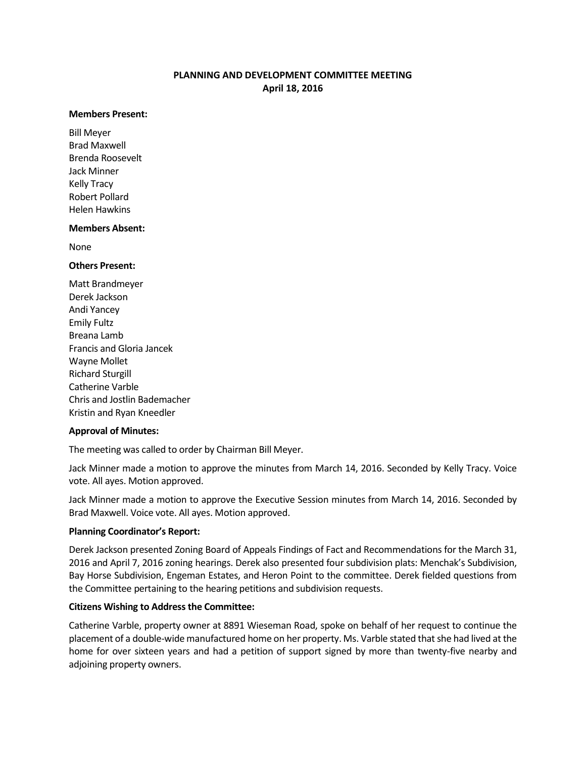# PLANNING AND DEVELOPMENT COMMITTEE MEETING
## April 18, 2016

**Members Present:**

Bill Meyer
Brad Maxwell
Brenda Roosevelt
Jack Minner
Kelly Tracy
Robert Pollard
Helen Hawkins

**Members Absent:**

None

**Others Present:**

Matt Brandmeyer
Derek Jackson
Andi Yancey
Emily Fultz
Breana Lamb
Francis and Gloria Jancek
Wayne Mollet
Richard Sturgill
Catherine Varble
Chris and Jostlin Bademacher
Kristin and Ryan Kneedler

**Approval of Minutes:**

The meeting was called to order by Chairman Bill Meyer.

Jack Minner made a motion to approve the minutes from March 14, 2016. Seconded by Kelly Tracy. Voice vote. All ayes. Motion approved.

Jack Minner made a motion to approve the Executive Session minutes from March 14, 2016. Seconded by Brad Maxwell. Voice vote. All ayes. Motion approved.

**Planning Coordinator's Report:**

Derek Jackson presented Zoning Board of Appeals Findings of Fact and Recommendations for the March 31, 2016 and April 7, 2016 zoning hearings. Derek also presented four subdivision plats: Menchak's Subdivision, Bay Horse Subdivision, Engeman Estates, and Heron Point to the committee. Derek fielded questions from the Committee pertaining to the hearing petitions and subdivision requests.

**Citizens Wishing to Address the Committee:**

Catherine Varble, property owner at 8891 Wieseman Road, spoke on behalf of her request to continue the placement of a double-wide manufactured home on her property. Ms. Varble stated that she had lived at the home for over sixteen years and had a petition of support signed by more than twenty-five nearby and adjoining property owners.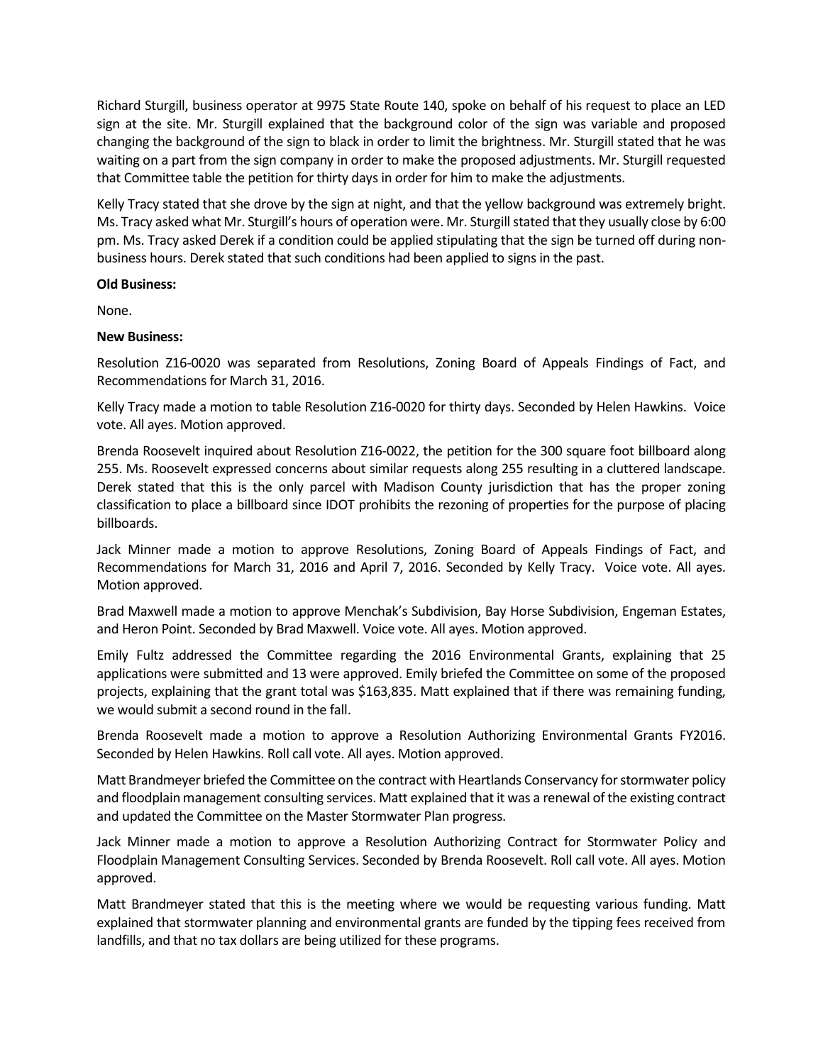Richard Sturgill, business operator at 9975 State Route 140, spoke on behalf of his request to place an LED sign at the site. Mr. Sturgill explained that the background color of the sign was variable and proposed changing the background of the sign to black in order to limit the brightness. Mr. Sturgill stated that he was waiting on a part from the sign company in order to make the proposed adjustments. Mr. Sturgill requested that Committee table the petition for thirty days in order for him to make the adjustments.

Kelly Tracy stated that she drove by the sign at night, and that the yellow background was extremely bright. Ms. Tracy asked what Mr. Sturgill's hours of operation were. Mr. Sturgill stated that they usually close by 6:00 pm. Ms. Tracy asked Derek if a condition could be applied stipulating that the sign be turned off during non-business hours. Derek stated that such conditions had been applied to signs in the past.

**Old Business:**

None.

**New Business:**

Resolution Z16-0020 was separated from Resolutions, Zoning Board of Appeals Findings of Fact, and Recommendations for March 31, 2016.

Kelly Tracy made a motion to table Resolution Z16-0020 for thirty days. Seconded by Helen Hawkins. Voice vote. All ayes. Motion approved.

Brenda Roosevelt inquired about Resolution Z16-0022, the petition for the 300 square foot billboard along 255. Ms. Roosevelt expressed concerns about similar requests along 255 resulting in a cluttered landscape. Derek stated that this is the only parcel with Madison County jurisdiction that has the proper zoning classification to place a billboard since IDOT prohibits the rezoning of properties for the purpose of placing billboards.

Jack Minner made a motion to approve Resolutions, Zoning Board of Appeals Findings of Fact, and Recommendations for March 31, 2016 and April 7, 2016. Seconded by Kelly Tracy. Voice vote. All ayes. Motion approved.

Brad Maxwell made a motion to approve Menchak's Subdivision, Bay Horse Subdivision, Engeman Estates, and Heron Point. Seconded by Brad Maxwell. Voice vote. All ayes. Motion approved.

Emily Fultz addressed the Committee regarding the 2016 Environmental Grants, explaining that 25 applications were submitted and 13 were approved. Emily briefed the Committee on some of the proposed projects, explaining that the grant total was $163,835. Matt explained that if there was remaining funding, we would submit a second round in the fall.

Brenda Roosevelt made a motion to approve a Resolution Authorizing Environmental Grants FY2016. Seconded by Helen Hawkins. Roll call vote. All ayes. Motion approved.

Matt Brandmeyer briefed the Committee on the contract with Heartlands Conservancy for stormwater policy and floodplain management consulting services. Matt explained that it was a renewal of the existing contract and updated the Committee on the Master Stormwater Plan progress.

Jack Minner made a motion to approve a Resolution Authorizing Contract for Stormwater Policy and Floodplain Management Consulting Services. Seconded by Brenda Roosevelt. Roll call vote. All ayes. Motion approved.

Matt Brandmeyer stated that this is the meeting where we would be requesting various funding. Matt explained that stormwater planning and environmental grants are funded by the tipping fees received from landfills, and that no tax dollars are being utilized for these programs.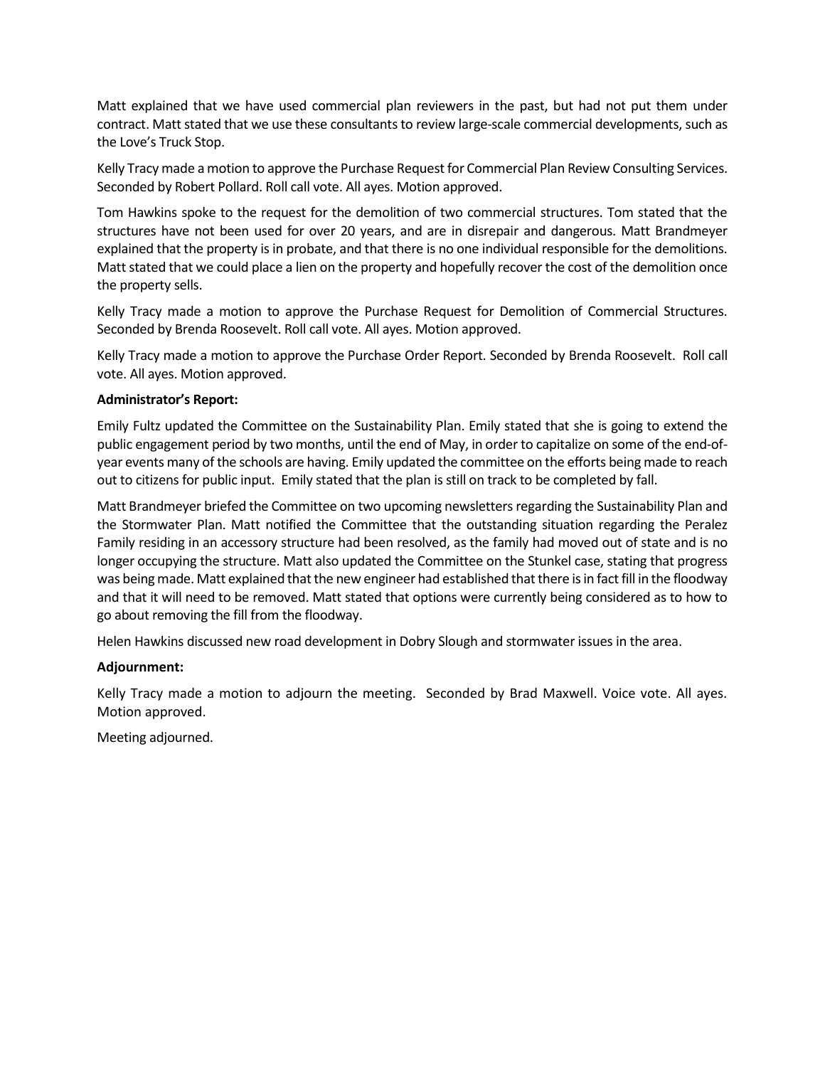Matt explained that we have used commercial plan reviewers in the past, but had not put them under contract. Matt stated that we use these consultants to review large-scale commercial developments, such as the Love's Truck Stop.

Kelly Tracy made a motion to approve the Purchase Request for Commercial Plan Review Consulting Services. Seconded by Robert Pollard. Roll call vote. All ayes. Motion approved.

Tom Hawkins spoke to the request for the demolition of two commercial structures. Tom stated that the structures have not been used for over 20 years, and are in disrepair and dangerous. Matt Brandmeyer explained that the property is in probate, and that there is no one individual responsible for the demolitions. Matt stated that we could place a lien on the property and hopefully recover the cost of the demolition once the property sells.

Kelly Tracy made a motion to approve the Purchase Request for Demolition of Commercial Structures. Seconded by Brenda Roosevelt. Roll call vote. All ayes. Motion approved.

Kelly Tracy made a motion to approve the Purchase Order Report. Seconded by Brenda Roosevelt. Roll call vote. All ayes. Motion approved.

**Administrator's Report:**

Emily Fultz updated the Committee on the Sustainability Plan. Emily stated that she is going to extend the public engagement period by two months, until the end of May, in order to capitalize on some of the end-of-year events many of the schools are having. Emily updated the committee on the efforts being made to reach out to citizens for public input. Emily stated that the plan is still on track to be completed by fall.

Matt Brandmeyer briefed the Committee on two upcoming newsletters regarding the Sustainability Plan and the Stormwater Plan. Matt notified the Committee that the outstanding situation regarding the Peralez Family residing in an accessory structure had been resolved, as the family had moved out of state and is no longer occupying the structure. Matt also updated the Committee on the Stunkel case, stating that progress was being made. Matt explained that the new engineer had established that there is in fact fill in the floodway and that it will need to be removed. Matt stated that options were currently being considered as to how to go about removing the fill from the floodway.

Helen Hawkins discussed new road development in Dobry Slough and stormwater issues in the area.

**Adjournment:**

Kelly Tracy made a motion to adjourn the meeting. Seconded by Brad Maxwell. Voice vote. All ayes. Motion approved.

Meeting adjourned.